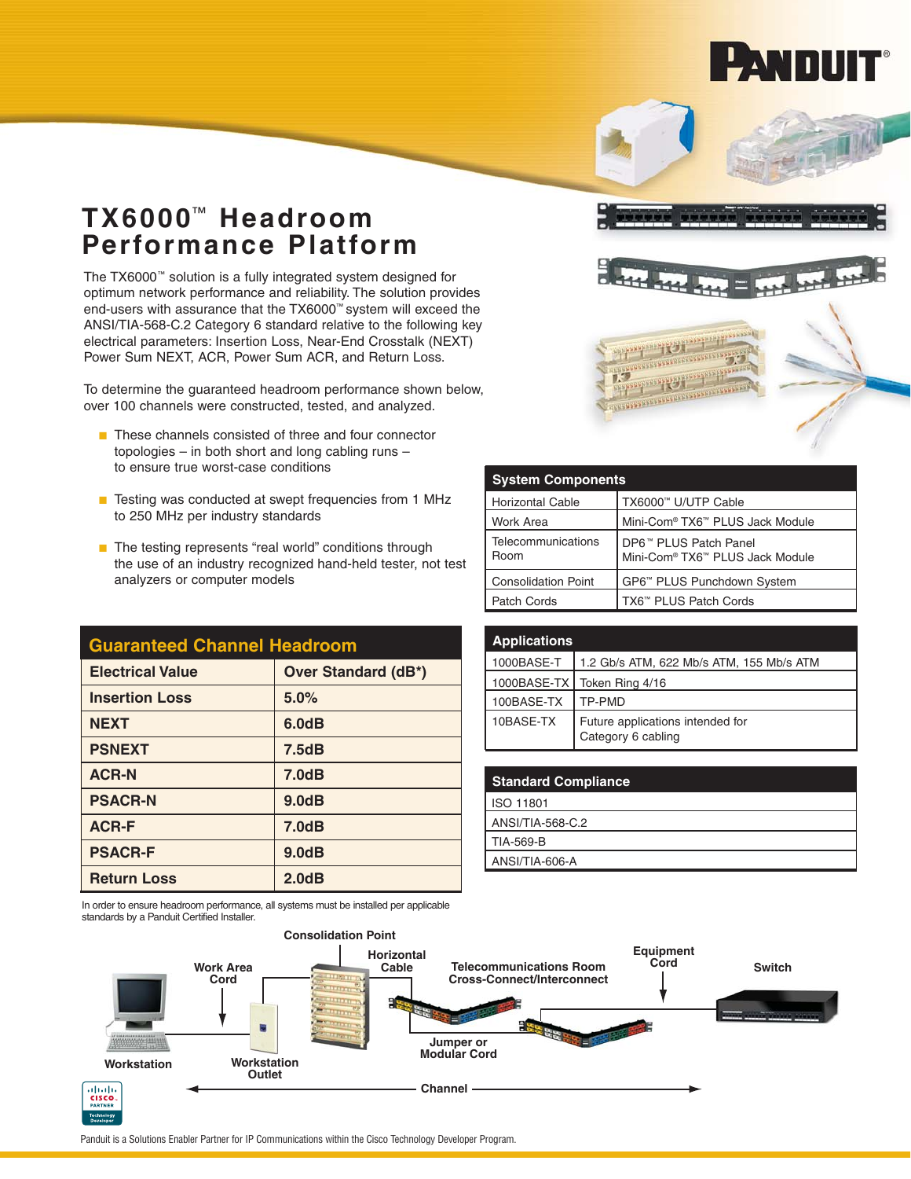PANDUIT®

# TX6000™ Headroom Performance Platform

The TX6000™ solution is a fully integrated system designed for optimum network performance and reliability. The solution provides end-users with assurance that the TX6000™ system will exceed the ANSI/TIA-568-C.2 Category 6 standard relative to the following key electrical parameters: Insertion Loss, Near-End Crosstalk (NEXT) Power Sum NEXT, ACR, Power Sum ACR, and Return Loss.

To determine the guaranteed headroom performance shown below, over 100 channels were constructed, tested, and analyzed.

- These channels consisted of three and four connector topologies – in both short and long cabling runs – to ensure true worst-case conditions
- Testing was conducted at swept frequencies from 1 MHz to 250 MHz per industry standards
- The testing represents "real world" conditions through the use of an industry recognized hand-held tester, not test analyzers or computer models

## Guaranteed Channel Headroom

| Electrical Value | Over Standard (dB*) |
|---|---|
| Insertion Loss | 5.0% |
| NEXT | 6.0dB |
| PSNEXT | 7.5dB |
| ACR-N | 7.0dB |
| PSACR-N | 9.0dB |
| ACR-F | 7.0dB |
| PSACR-F | 9.0dB |
| Return Loss | 2.0dB |

In order to ensure headroom performance, all systems must be installed per applicable standards by a Panduit Certified Installer.

## System Components

| | |
|---|---|
| Horizontal Cable | TX6000™ U/UTP Cable |
| Work Area | Mini-Com® TX6™ PLUS Jack Module |
| Telecommunications Room | DP6™ PLUS Patch Panel<br>Mini-Com® TX6™ PLUS Jack Module |
| Consolidation Point | GP6™ PLUS Punchdown System |
| Patch Cords | TX6™ PLUS Patch Cords |

## Applications

| | |
|---|---|
| 1000BASE-T | 1.2 Gb/s ATM, 622 Mb/s ATM, 155 Mb/s ATM |
| 1000BASE-TX | Token Ring 4/16 |
| 100BASE-TX | TP-PMD |
| 10BASE-TX | Future applications intended for Category 6 cabling |

## Standard Compliance

- ISO 11801
- ANSI/TIA-568-C.2
- TIA-569-B
- ANSI/TIA-606-A

Consolidation Point · Work Area Cord · Horizontal Cable · Telecommunications Room Cross-Connect/Interconnect · Equipment Cord · Switch · Workstation · Workstation Outlet · Jumper or Modular Cord · Channel

Panduit is a Solutions Enabler Partner for IP Communications within the Cisco Technology Developer Program.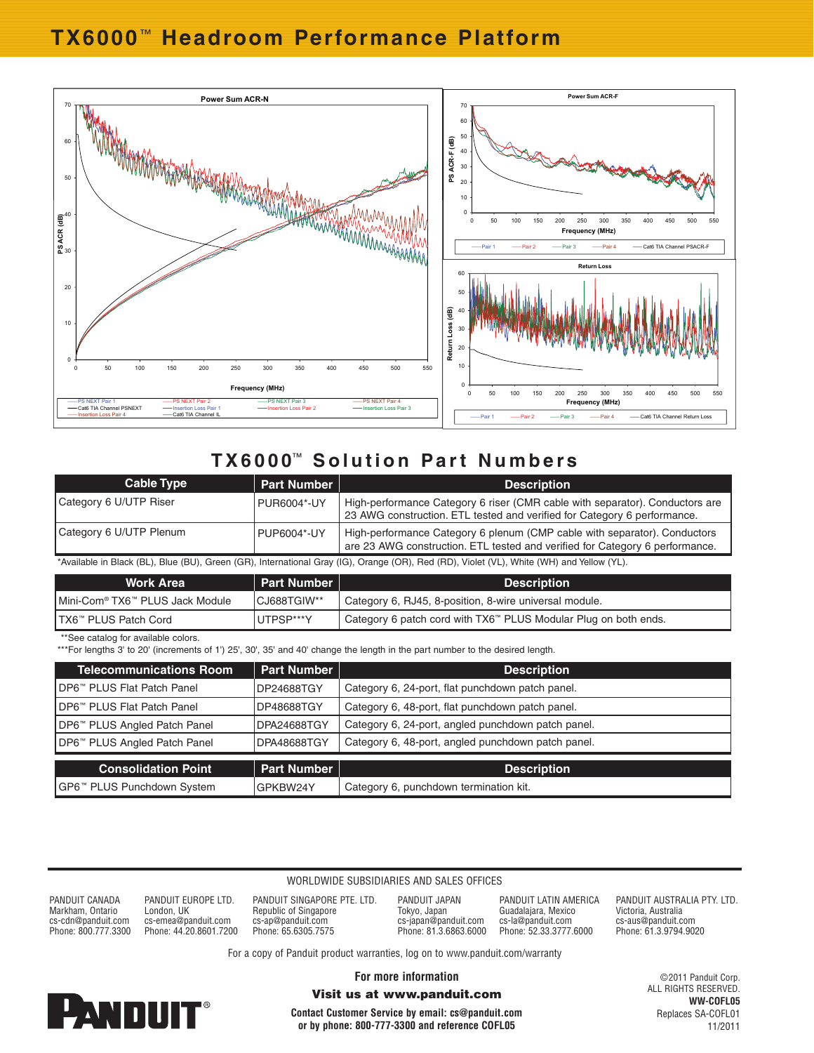# TX6000™ Headroom Performance Platform

Power Sum ACR-N

PS ACR (dB)

70
60
50
40
30
20
10
0

0 50 100 150 200 250 300 350 400 450 500 550

Frequency (MHz)

PS NEXT Pair 1 · PS NEXT Pair 2 · PS NEXT Pair 3 · PS NEXT Pair 4 · Cat6 TIA Channel PSNEXT · Insertion Loss Pair 1 · Insertion Loss Pair 2 · Insertion Loss Pair 3 · Insertion Loss Pair 4 · Cat6 TIA Channel IL

Power Sum ACR-F

PS ACR-F (dB)

70
60
50
40
30
20
10
0

0 50 100 150 200 250 300 350 400 450 500 550

Frequency (MHz)

Pair 1 · Pair 2 · Pair 3 · Pair 4 · Cat6 TIA Channel PSACR-F

Return Loss

Return Loss (dB)

60
50
40
30
20
10
0

0 50 100 150 200 250 300 350 400 450 500 550

Frequency (MHz)

Pair 1 · Pair 2 · Pair 3 · Pair 4 · Cat6 TIA Channel Return Loss

## TX6000™ Solution Part Numbers

| Cable Type | Part Number | Description |
|---|---|---|
| Category 6 U/UTP Riser | PUR6004*-UY | High-performance Category 6 riser (CMR cable with separator). Conductors are 23 AWG construction. ETL tested and verified for Category 6 performance. |
| Category 6 U/UTP Plenum | PUP6004*-UY | High-performance Category 6 plenum (CMP cable with separator). Conductors are 23 AWG construction. ETL tested and verified for Category 6 performance. |

*Available in Black (BL), Blue (BU), Green (GR), International Gray (IG), Orange (OR), Red (RD), Violet (VL), White (WH) and Yellow (YL).

| Work Area | Part Number | Description |
|---|---|---|
| Mini-Com® TX6™ PLUS Jack Module | CJ688TGIW** | Category 6, RJ45, 8-position, 8-wire universal module. |
| TX6™ PLUS Patch Cord | UTPSP***Y | Category 6 patch cord with TX6™ PLUS Modular Plug on both ends. |

**See catalog for available colors.
***For lengths 3' to 20' (increments of 1') 25', 30', 35' and 40' change the length in the part number to the desired length.

| Telecommunications Room | Part Number | Description |
|---|---|---|
| DP6™ PLUS Flat Patch Panel | DP24688TGY | Category 6, 24-port, flat punchdown patch panel. |
| DP6™ PLUS Flat Patch Panel | DP48688TGY | Category 6, 48-port, flat punchdown patch panel. |
| DP6™ PLUS Angled Patch Panel | DPA24688TGY | Category 6, 24-port, angled punchdown patch panel. |
| DP6™ PLUS Angled Patch Panel | DPA48688TGY | Category 6, 48-port, angled punchdown patch panel. |

| Consolidation Point | Part Number | Description |
|---|---|---|
| GP6™ PLUS Punchdown System | GPKBW24Y | Category 6, punchdown termination kit. |

WORLDWIDE SUBSIDIARIES AND SALES OFFICES

PANDUIT CANADA
Markham, Ontario
cs-cdn@panduit.com
Phone: 800.777.3300

PANDUIT EUROPE LTD.
London, UK
cs-emea@panduit.com
Phone: 44.20.8601.7200

PANDUIT SINGAPORE PTE. LTD.
Republic of Singapore
cs-ap@panduit.com
Phone: 65.6305.7575

PANDUIT JAPAN
Tokyo, Japan
cs-japan@panduit.com
Phone: 81.3.6863.6000

PANDUIT LATIN AMERICA
Guadalajara, Mexico
cs-la@panduit.com
Phone: 52.33.3777.6000

PANDUIT AUSTRALIA PTY. LTD.
Victoria, Australia
cs-aus@panduit.com
Phone: 61.3.9794.9020

For a copy of Panduit product warranties, log on to www.panduit.com/warranty

PANDUIT®

**For more information**

**Visit us at www.panduit.com**

**Contact Customer Service by email: cs@panduit.com**
**or by phone: 800-777-3300 and reference COFL05**

©2011 Panduit Corp.
ALL RIGHTS RESERVED.
**WW-COFL05**
Replaces SA-COFL01
11/2011